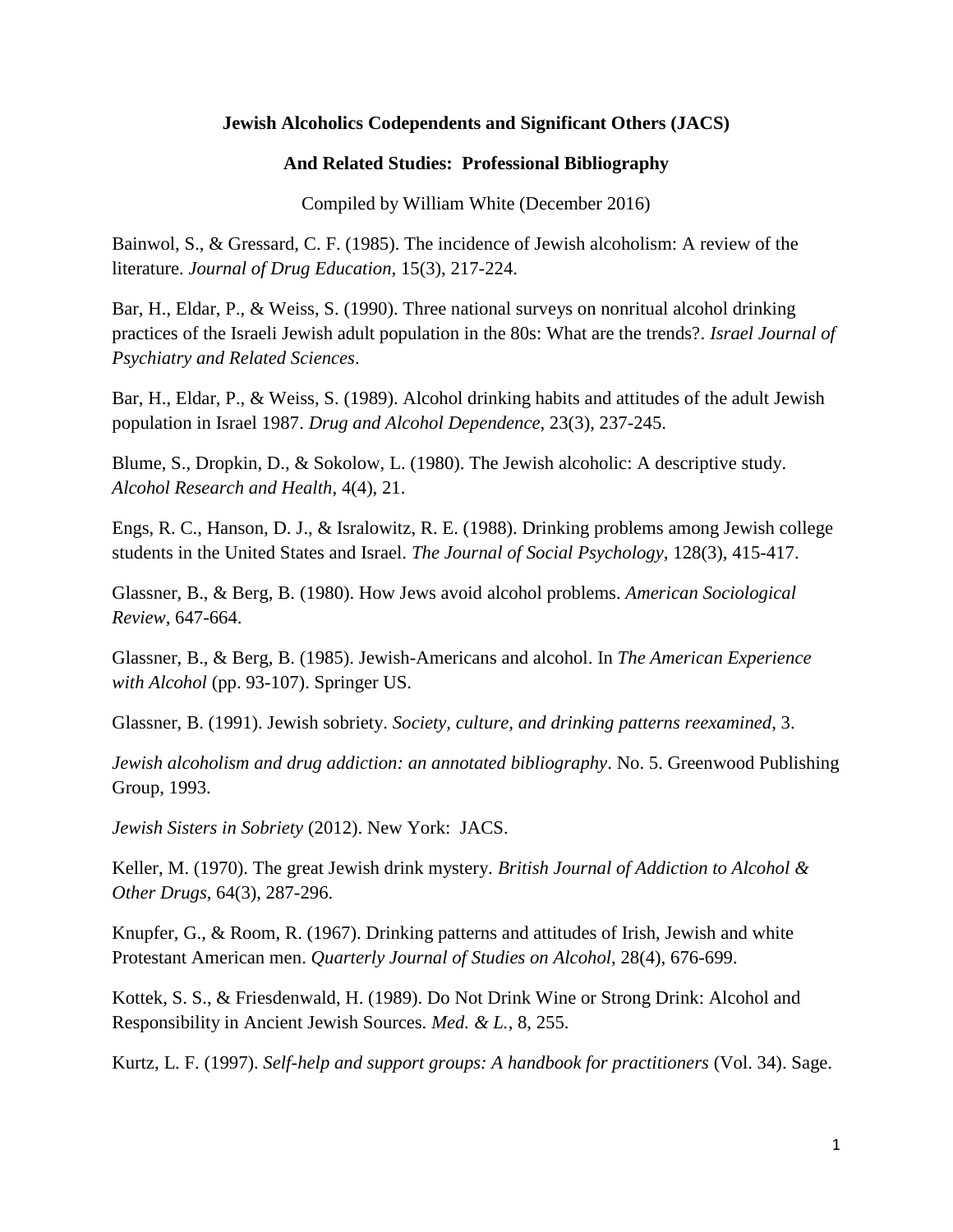**Jewish Alcoholics Codependents and Significant Others (JACS)**

**And Related Studies: Professional Bibliography**

Compiled by William White (December 2016)

Bainwol, S., & Gressard, C. F. (1985). The incidence of Jewish alcoholism: A review of the literature. *Journal of Drug Education*, 15(3), 217-224.

Bar, H., Eldar, P., & Weiss, S. (1990). Three national surveys on nonritual alcohol drinking practices of the Israeli Jewish adult population in the 80s: What are the trends?. *Israel Journal of Psychiatry and Related Sciences*.

Bar, H., Eldar, P., & Weiss, S. (1989). Alcohol drinking habits and attitudes of the adult Jewish population in Israel 1987. *Drug and Alcohol Dependence*, 23(3), 237-245.

Blume, S., Dropkin, D., & Sokolow, L. (1980). The Jewish alcoholic: A descriptive study. *Alcohol Research and Health*, 4(4), 21.

Engs, R. C., Hanson, D. J., & Isralowitz, R. E. (1988). Drinking problems among Jewish college students in the United States and Israel. *The Journal of Social Psychology*, 128(3), 415-417.

Glassner, B., & Berg, B. (1980). How Jews avoid alcohol problems. *American Sociological Review*, 647-664.

Glassner, B., & Berg, B. (1985). Jewish-Americans and alcohol. In *The American Experience with Alcohol* (pp. 93-107). Springer US.

Glassner, B. (1991). Jewish sobriety. *Society, culture, and drinking patterns reexamined*, 3.

*Jewish alcoholism and drug addiction: an annotated bibliography*. No. 5. Greenwood Publishing Group, 1993.

*Jewish Sisters in Sobriety* (2012). New York: JACS.

Keller, M. (1970). The great Jewish drink mystery. *British Journal of Addiction to Alcohol & Other Drugs*, 64(3), 287-296.

Knupfer, G., & Room, R. (1967). Drinking patterns and attitudes of Irish, Jewish and white Protestant American men. *Quarterly Journal of Studies on Alcohol*, 28(4), 676-699.

Kottek, S. S., & Friesdenwald, H. (1989). Do Not Drink Wine or Strong Drink: Alcohol and Responsibility in Ancient Jewish Sources. *Med. & L.*, 8, 255.

Kurtz, L. F. (1997). *Self-help and support groups: A handbook for practitioners* (Vol. 34). Sage.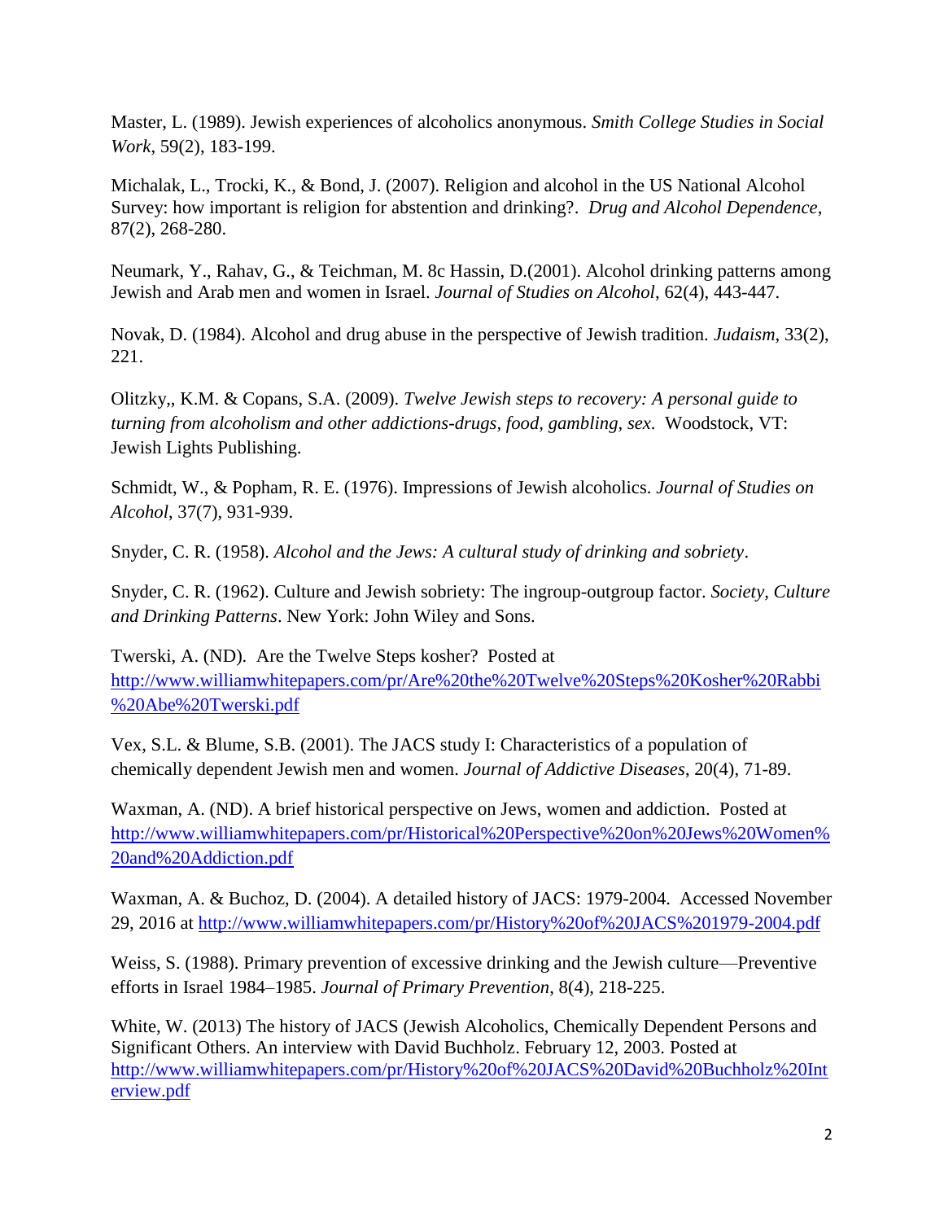Master, L. (1989). Jewish experiences of alcoholics anonymous. *Smith College Studies in Social Work*, 59(2), 183-199.

Michalak, L., Trocki, K., & Bond, J. (2007). Religion and alcohol in the US National Alcohol Survey: how important is religion for abstention and drinking?. *Drug and Alcohol Dependence*, 87(2), 268-280.

Neumark, Y., Rahav, G., & Teichman, M. 8c Hassin, D.(2001). Alcohol drinking patterns among Jewish and Arab men and women in Israel. *Journal of Studies on Alcohol*, 62(4), 443-447.

Novak, D. (1984). Alcohol and drug abuse in the perspective of Jewish tradition. *Judaism*, 33(2), 221.

Olitzky,, K.M. & Copans, S.A. (2009). *Twelve Jewish steps to recovery: A personal guide to turning from alcoholism and other addictions-drugs, food, gambling, sex.* Woodstock, VT: Jewish Lights Publishing.

Schmidt, W., & Popham, R. E. (1976). Impressions of Jewish alcoholics. *Journal of Studies on Alcohol*, 37(7), 931-939.

Snyder, C. R. (1958). *Alcohol and the Jews: A cultural study of drinking and sobriety*.

Snyder, C. R. (1962). Culture and Jewish sobriety: The ingroup-outgroup factor. *Society, Culture and Drinking Patterns*. New York: John Wiley and Sons.

Twerski, A. (ND). Are the Twelve Steps kosher? Posted at http://www.williamwhitepapers.com/pr/Are%20the%20Twelve%20Steps%20Kosher%20Rabbi%20Abe%20Twerski.pdf

Vex, S.L. & Blume, S.B. (2001). The JACS study I: Characteristics of a population of chemically dependent Jewish men and women. *Journal of Addictive Diseases*, 20(4), 71-89.

Waxman, A. (ND). A brief historical perspective on Jews, women and addiction. Posted at http://www.williamwhitepapers.com/pr/Historical%20Perspective%20on%20Jews%20Women%20and%20Addiction.pdf

Waxman, A. & Buchoz, D. (2004). A detailed history of JACS: 1979-2004. Accessed November 29, 2016 at http://www.williamwhitepapers.com/pr/History%20of%20JACS%201979-2004.pdf

Weiss, S. (1988). Primary prevention of excessive drinking and the Jewish culture—Preventive efforts in Israel 1984–1985. *Journal of Primary Prevention*, 8(4), 218-225.

White, W. (2013) The history of JACS (Jewish Alcoholics, Chemically Dependent Persons and Significant Others. An interview with David Buchholz. February 12, 2003. Posted at http://www.williamwhitepapers.com/pr/History%20of%20JACS%20David%20Buchholz%20Interview.pdf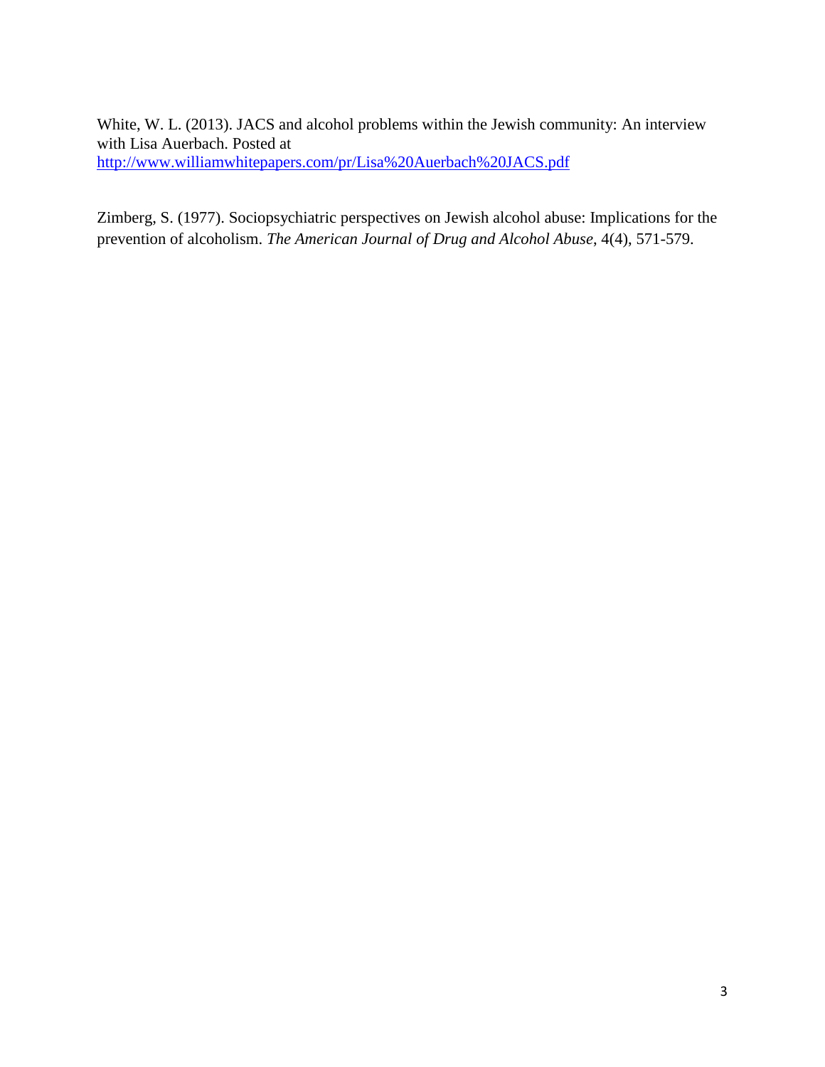White, W. L. (2013). JACS and alcohol problems within the Jewish community: An interview with Lisa Auerbach. Posted at http://www.williamwhitepapers.com/pr/Lisa%20Auerbach%20JACS.pdf

Zimberg, S. (1977). Sociopsychiatric perspectives on Jewish alcohol abuse: Implications for the prevention of alcoholism. *The American Journal of Drug and Alcohol Abuse*, 4(4), 571-579.